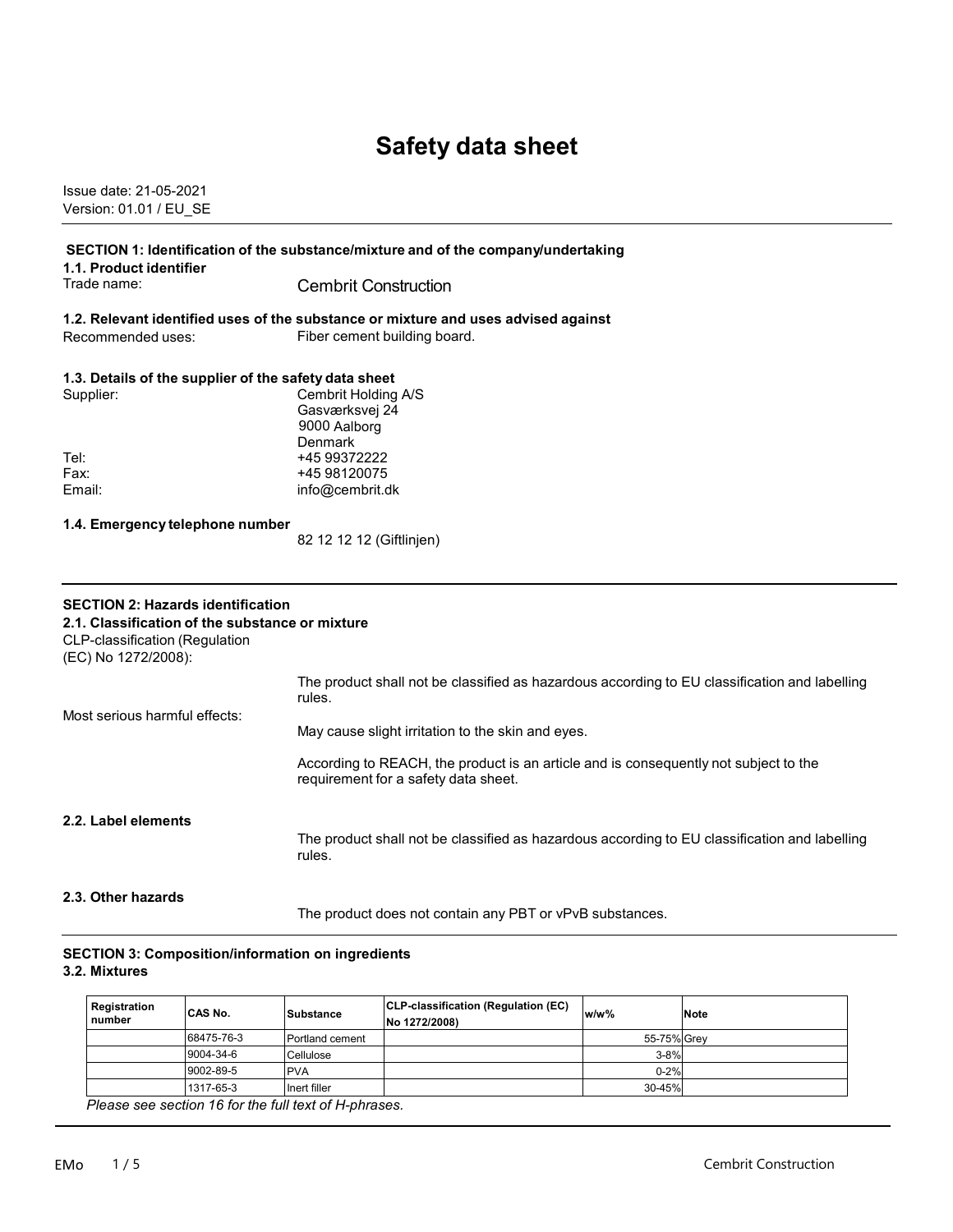# Safety data sheet

Issue date: 21-05-2021
Version: 01.01 / EU_SE

## SECTION 1: Identification of the substance/mixture and of the company/undertaking

### 1.1. Product identifier

Trade name: Cembrit Construction

### 1.2. Relevant identified uses of the substance or mixture and uses advised against

Recommended uses: Fiber cement building board.

### 1.3. Details of the supplier of the safety data sheet

Supplier: Cembrit Holding A/S
Gasværksvej 24
9000 Aalborg
Denmark

Tel: +45 99372222
Fax: +45 98120075
Email: info@cembrit.dk

### 1.4. Emergency telephone number

82 12 12 12 (Giftlinjen)

## SECTION 2: Hazards identification

### 2.1. Classification of the substance or mixture

CLP-classification (Regulation (EC) No 1272/2008):

The product shall not be classified as hazardous according to EU classification and labelling rules.

Most serious harmful effects:

May cause slight irritation to the skin and eyes.

According to REACH, the product is an article and is consequently not subject to the requirement for a safety data sheet.

### 2.2. Label elements

The product shall not be classified as hazardous according to EU classification and labelling rules.

### 2.3. Other hazards

The product does not contain any PBT or vPvB substances.

## SECTION 3: Composition/information on ingredients

### 3.2. Mixtures

| Registration number | CAS No. | Substance | CLP-classification (Regulation (EC) No 1272/2008) | w/w% | Note |
|---|---|---|---|---|---|
| | 68475-76-3 | Portland cement | | 55-75% | Grey |
| | 9004-34-6 | Cellulose | | 3-8% | |
| | 9002-89-5 | PVA | | 0-2% | |
| | 1317-65-3 | Inert filler | | 30-45% | |

*Please see section 16 for the full text of H-phrases.*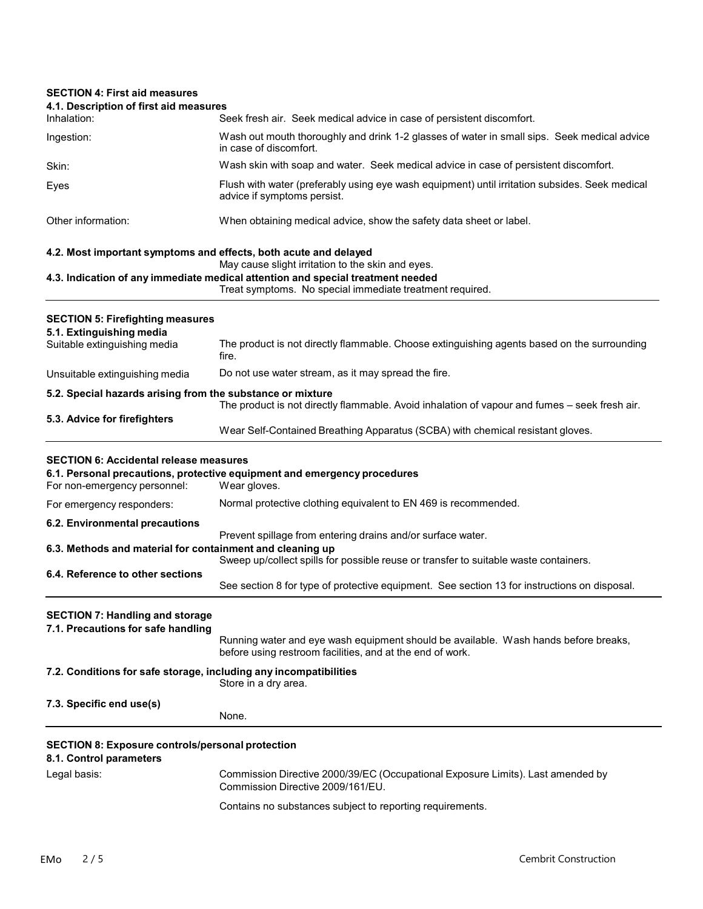## SECTION 4: First aid measures

### 4.1. Description of first aid measures

| | |
|---|---|
| Inhalation: | Seek fresh air. Seek medical advice in case of persistent discomfort. |
| Ingestion: | Wash out mouth thoroughly and drink 1-2 glasses of water in small sips. Seek medical advice in case of discomfort. |
| Skin: | Wash skin with soap and water. Seek medical advice in case of persistent discomfort. |
| Eyes | Flush with water (preferably using eye wash equipment) until irritation subsides. Seek medical advice if symptoms persist. |
| Other information: | When obtaining medical advice, show the safety data sheet or label. |

### 4.2. Most important symptoms and effects, both acute and delayed

May cause slight irritation to the skin and eyes.

### 4.3. Indication of any immediate medical attention and special treatment needed

Treat symptoms. No special immediate treatment required.

## SECTION 5: Firefighting measures

### 5.1. Extinguishing media

| | |
|---|---|
| Suitable extinguishing media | The product is not directly flammable. Choose extinguishing agents based on the surrounding fire. |
| Unsuitable extinguishing media | Do not use water stream, as it may spread the fire. |

### 5.2. Special hazards arising from the substance or mixture

The product is not directly flammable. Avoid inhalation of vapour and fumes – seek fresh air.

### 5.3. Advice for firefighters

Wear Self-Contained Breathing Apparatus (SCBA) with chemical resistant gloves.

## SECTION 6: Accidental release measures

### 6.1. Personal precautions, protective equipment and emergency procedures

| | |
|---|---|
| For non-emergency personnel: | Wear gloves. |
| For emergency responders: | Normal protective clothing equivalent to EN 469 is recommended. |

### 6.2. Environmental precautions

Prevent spillage from entering drains and/or surface water.

### 6.3. Methods and material for containment and cleaning up

Sweep up/collect spills for possible reuse or transfer to suitable waste containers.

### 6.4. Reference to other sections

See section 8 for type of protective equipment. See section 13 for instructions on disposal.

## SECTION 7: Handling and storage

### 7.1. Precautions for safe handling

Running water and eye wash equipment should be available. Wash hands before breaks, before using restroom facilities, and at the end of work.

### 7.2. Conditions for safe storage, including any incompatibilities

Store in a dry area.

### 7.3. Specific end use(s)

None.

## SECTION 8: Exposure controls/personal protection

### 8.1. Control parameters

| | |
|---|---|
| Legal basis: | Commission Directive 2000/39/EC (Occupational Exposure Limits). Last amended by Commission Directive 2009/161/EU. |
| | Contains no substances subject to reporting requirements. |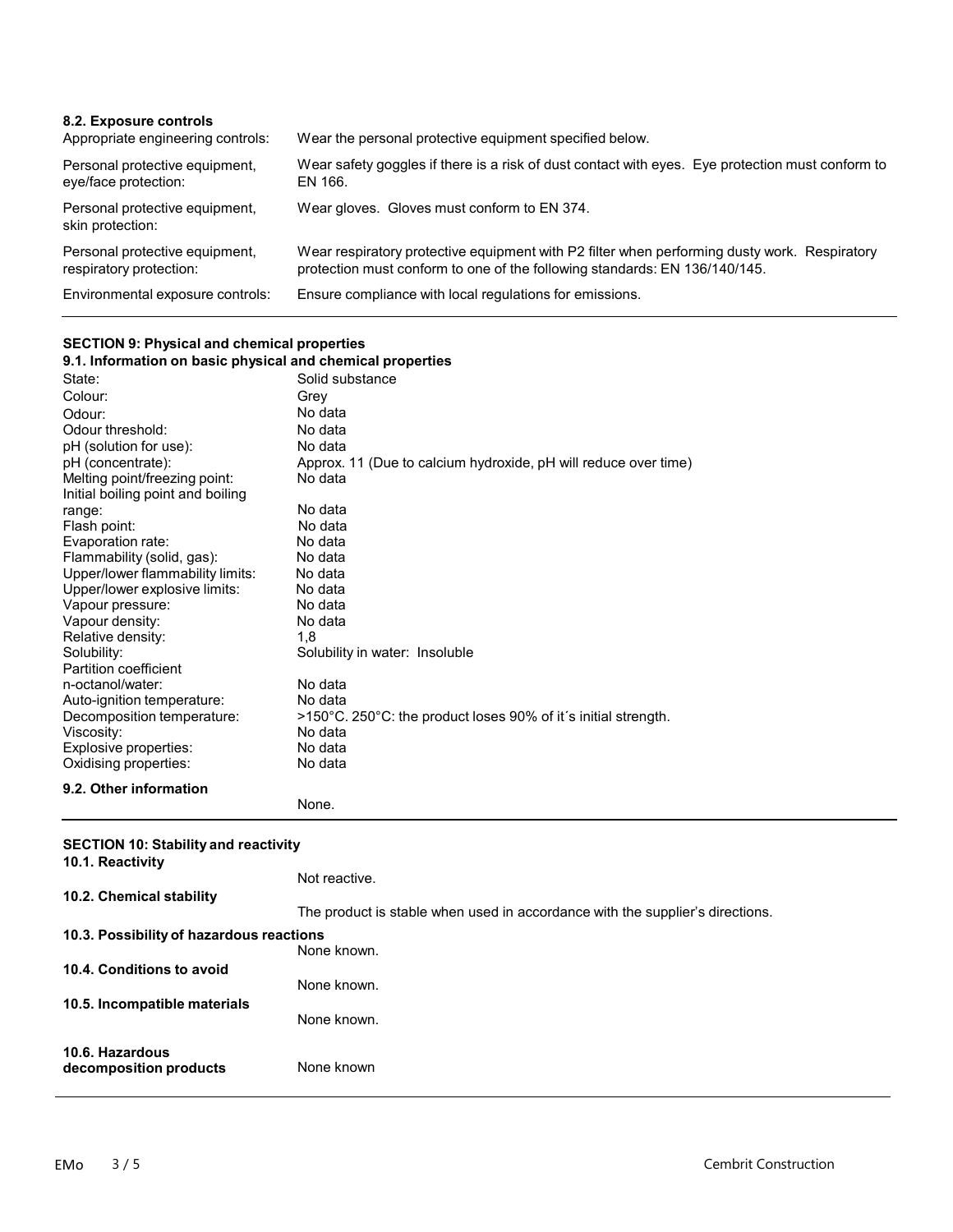### 8.2. Exposure controls

| | |
|---|---|
| Appropriate engineering controls: | Wear the personal protective equipment specified below. |
| Personal protective equipment, eye/face protection: | Wear safety goggles if there is a risk of dust contact with eyes. Eye protection must conform to EN 166. |
| Personal protective equipment, skin protection: | Wear gloves. Gloves must conform to EN 374. |
| Personal protective equipment, respiratory protection: | Wear respiratory protective equipment with P2 filter when performing dusty work. Respiratory protection must conform to one of the following standards: EN 136/140/145. |
| Environmental exposure controls: | Ensure compliance with local regulations for emissions. |

## SECTION 9: Physical and chemical properties

### 9.1. Information on basic physical and chemical properties

| | |
|---|---|
| State: | Solid substance |
| Colour: | Grey |
| Odour: | No data |
| Odour threshold: | No data |
| pH (solution for use): | No data |
| pH (concentrate): | Approx. 11 (Due to calcium hydroxide, pH will reduce over time) |
| Melting point/freezing point: | No data |
| Initial boiling point and boiling range: | No data |
| Flash point: | No data |
| Evaporation rate: | No data |
| Flammability (solid, gas): | No data |
| Upper/lower flammability limits: | No data |
| Upper/lower explosive limits: | No data |
| Vapour pressure: | No data |
| Vapour density: | No data |
| Relative density: | 1,8 |
| Solubility: | Solubility in water: Insoluble |
| Partition coefficient n-octanol/water: | No data |
| Auto-ignition temperature: | No data |
| Decomposition temperature: | >150°C. 250°C: the product loses 90% of it´s initial strength. |
| Viscosity: | No data |
| Explosive properties: | No data |
| Oxidising properties: | No data |

### 9.2. Other information

None.

## SECTION 10: Stability and reactivity

### 10.1. Reactivity

Not reactive.

### 10.2. Chemical stability

The product is stable when used in accordance with the supplier's directions.

### 10.3. Possibility of hazardous reactions

None known.

### 10.4. Conditions to avoid

None known.

### 10.5. Incompatible materials

None known.

### 10.6. Hazardous decomposition products

None known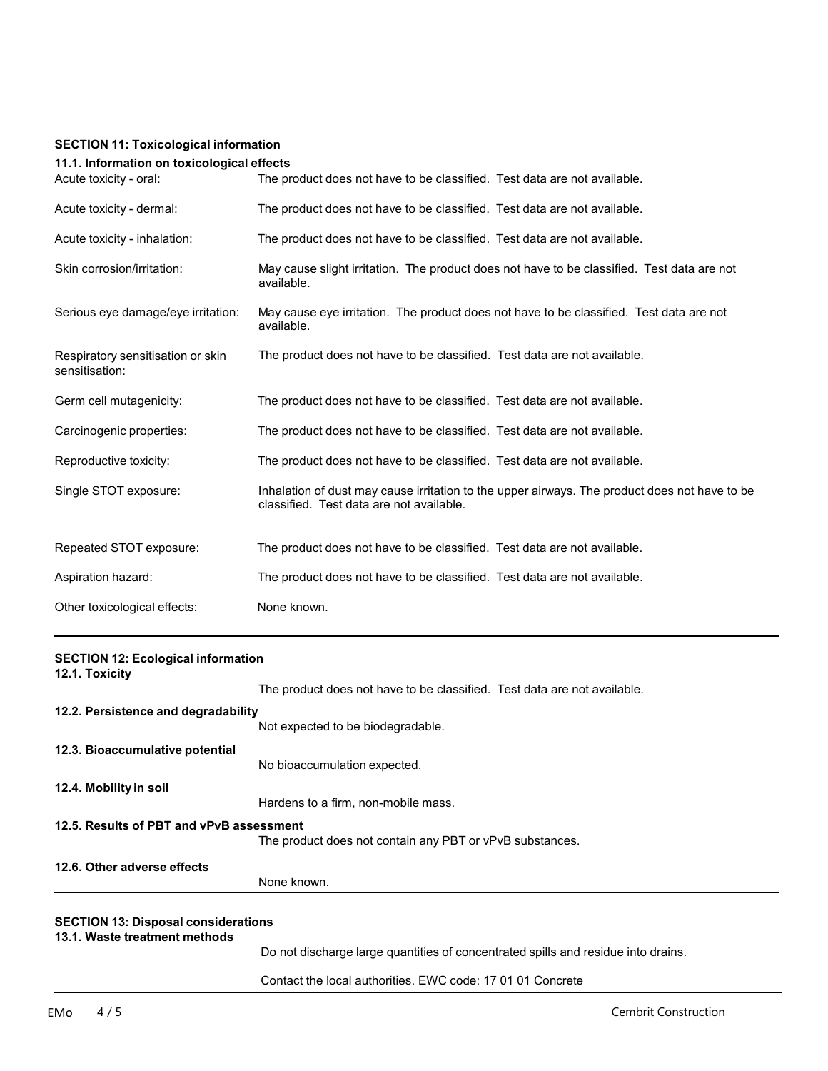## SECTION 11: Toxicological information

### 11.1. Information on toxicological effects

| | |
|---|---|
| Acute toxicity - oral: | The product does not have to be classified. Test data are not available. |
| Acute toxicity - dermal: | The product does not have to be classified. Test data are not available. |
| Acute toxicity - inhalation: | The product does not have to be classified. Test data are not available. |
| Skin corrosion/irritation: | May cause slight irritation. The product does not have to be classified. Test data are not available. |
| Serious eye damage/eye irritation: | May cause eye irritation. The product does not have to be classified. Test data are not available. |
| Respiratory sensitisation or skin sensitisation: | The product does not have to be classified. Test data are not available. |
| Germ cell mutagenicity: | The product does not have to be classified. Test data are not available. |
| Carcinogenic properties: | The product does not have to be classified. Test data are not available. |
| Reproductive toxicity: | The product does not have to be classified. Test data are not available. |
| Single STOT exposure: | Inhalation of dust may cause irritation to the upper airways. The product does not have to be classified. Test data are not available. |
| Repeated STOT exposure: | The product does not have to be classified. Test data are not available. |
| Aspiration hazard: | The product does not have to be classified. Test data are not available. |
| Other toxicological effects: | None known. |

## SECTION 12: Ecological information

### 12.1. Toxicity

The product does not have to be classified. Test data are not available.

### 12.2. Persistence and degradability

Not expected to be biodegradable.

### 12.3. Bioaccumulative potential

No bioaccumulation expected.

### 12.4. Mobility in soil

Hardens to a firm, non-mobile mass.

### 12.5. Results of PBT and vPvB assessment

The product does not contain any PBT or vPvB substances.

### 12.6. Other adverse effects

None known.

## SECTION 13: Disposal considerations

### 13.1. Waste treatment methods

Do not discharge large quantities of concentrated spills and residue into drains.

Contact the local authorities. EWC code: 17 01 01 Concrete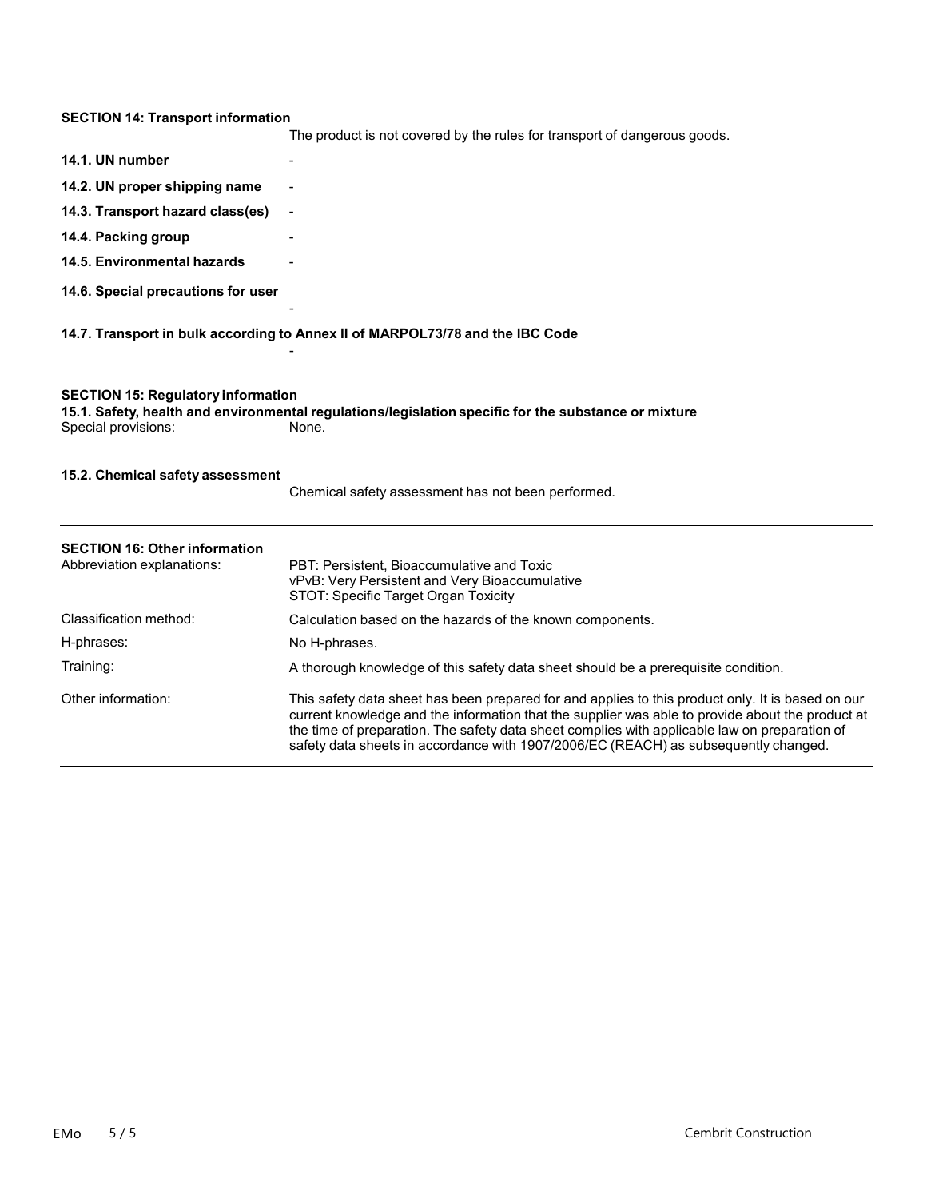## SECTION 14: Transport information

The product is not covered by the rules for transport of dangerous goods.

| | |
|---|---|
| **14.1. UN number** | - |
| **14.2. UN proper shipping name** | - |
| **14.3. Transport hazard class(es)** | - |
| **14.4. Packing group** | - |
| **14.5. Environmental hazards** | - |
| **14.6. Special precautions for user** | - |

**14.7. Transport in bulk according to Annex II of MARPOL73/78 and the IBC Code**

-

## SECTION 15: Regulatory information

**15.1. Safety, health and environmental regulations/legislation specific for the substance or mixture**

Special provisions: None.

**15.2. Chemical safety assessment**

Chemical safety assessment has not been performed.

## SECTION 16: Other information

| | |
|---|---|
| Abbreviation explanations: | PBT: Persistent, Bioaccumulative and Toxic<br>vPvB: Very Persistent and Very Bioaccumulative<br>STOT: Specific Target Organ Toxicity |
| Classification method: | Calculation based on the hazards of the known components. |
| H-phrases: | No H-phrases. |
| Training: | A thorough knowledge of this safety data sheet should be a prerequisite condition. |
| Other information: | This safety data sheet has been prepared for and applies to this product only. It is based on our current knowledge and the information that the supplier was able to provide about the product at the time of preparation. The safety data sheet complies with applicable law on preparation of safety data sheets in accordance with 1907/2006/EC (REACH) as subsequently changed. |